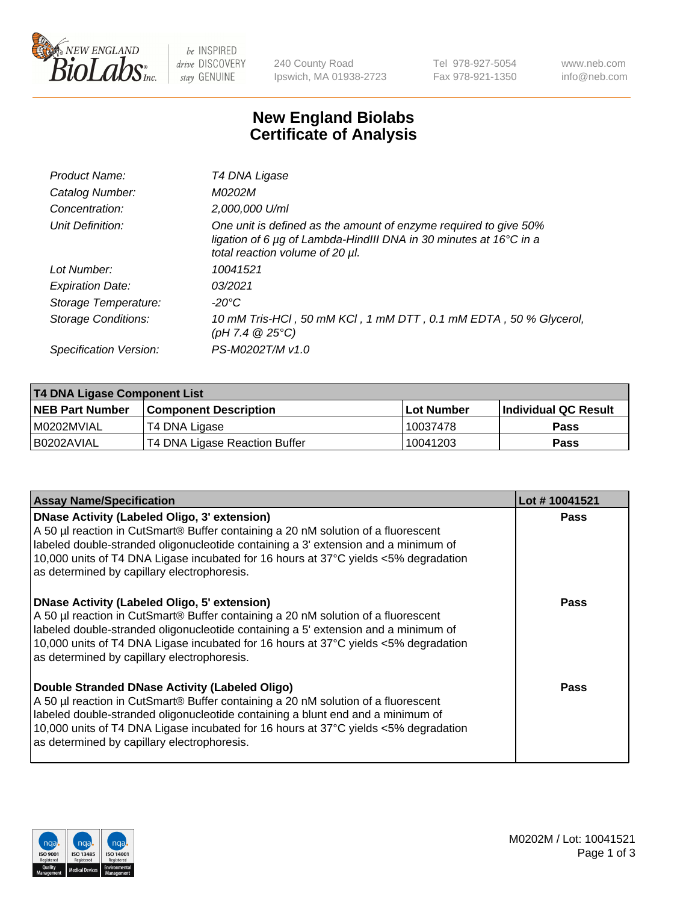New England BioLabs Inc. — be INSPIRED drive DISCOVERY stay GENUINE

240 County Road
Ipswich, MA 01938-2723

Tel 978-927-5054
Fax 978-921-1350

www.neb.com
info@neb.com

# New England Biolabs
# Certificate of Analysis

| | |
|---|---|
| *Product Name:* | *T4 DNA Ligase* |
| *Catalog Number:* | *M0202M* |
| *Concentration:* | *2,000,000 U/ml* |
| *Unit Definition:* | *One unit is defined as the amount of enzyme required to give 50% ligation of 6 µg of Lambda-HindIII DNA in 30 minutes at 16°C in a total reaction volume of 20 µl.* |
| *Lot Number:* | *10041521* |
| *Expiration Date:* | *03/2021* |
| *Storage Temperature:* | *-20°C* |
| *Storage Conditions:* | *10 mM Tris-HCl , 50 mM KCl , 1 mM DTT , 0.1 mM EDTA , 50 % Glycerol, (pH 7.4 @ 25°C)* |
| *Specification Version:* | *PS-M0202T/M v1.0* |

| **T4 DNA Ligase Component List** | | | |
|---|---|---|---|
| **NEB Part Number** | **Component Description** | **Lot Number** | **Individual QC Result** |
| M0202MVIAL | T4 DNA Ligase | 10037478 | **Pass** |
| B0202AVIAL | T4 DNA Ligase Reaction Buffer | 10041203 | **Pass** |

| **Assay Name/Specification** | **Lot # 10041521** |
|---|---|
| **DNase Activity (Labeled Oligo, 3' extension)** A 50 µl reaction in CutSmart® Buffer containing a 20 nM solution of a fluorescent labeled double-stranded oligonucleotide containing a 3' extension and a minimum of 10,000 units of T4 DNA Ligase incubated for 16 hours at 37°C yields <5% degradation as determined by capillary electrophoresis. | **Pass** |
| **DNase Activity (Labeled Oligo, 5' extension)** A 50 µl reaction in CutSmart® Buffer containing a 20 nM solution of a fluorescent labeled double-stranded oligonucleotide containing a 5' extension and a minimum of 10,000 units of T4 DNA Ligase incubated for 16 hours at 37°C yields <5% degradation as determined by capillary electrophoresis. | **Pass** |
| **Double Stranded DNase Activity (Labeled Oligo)** A 50 µl reaction in CutSmart® Buffer containing a 20 nM solution of a fluorescent labeled double-stranded oligonucleotide containing a blunt end and a minimum of 10,000 units of T4 DNA Ligase incubated for 16 hours at 37°C yields <5% degradation as determined by capillary electrophoresis. | **Pass** |

ISO 9001 Registered Quality Management | ISO 13485 Registered Medical Devices | ISO 14001 Registered Environmental Management

M0202M / Lot: 10041521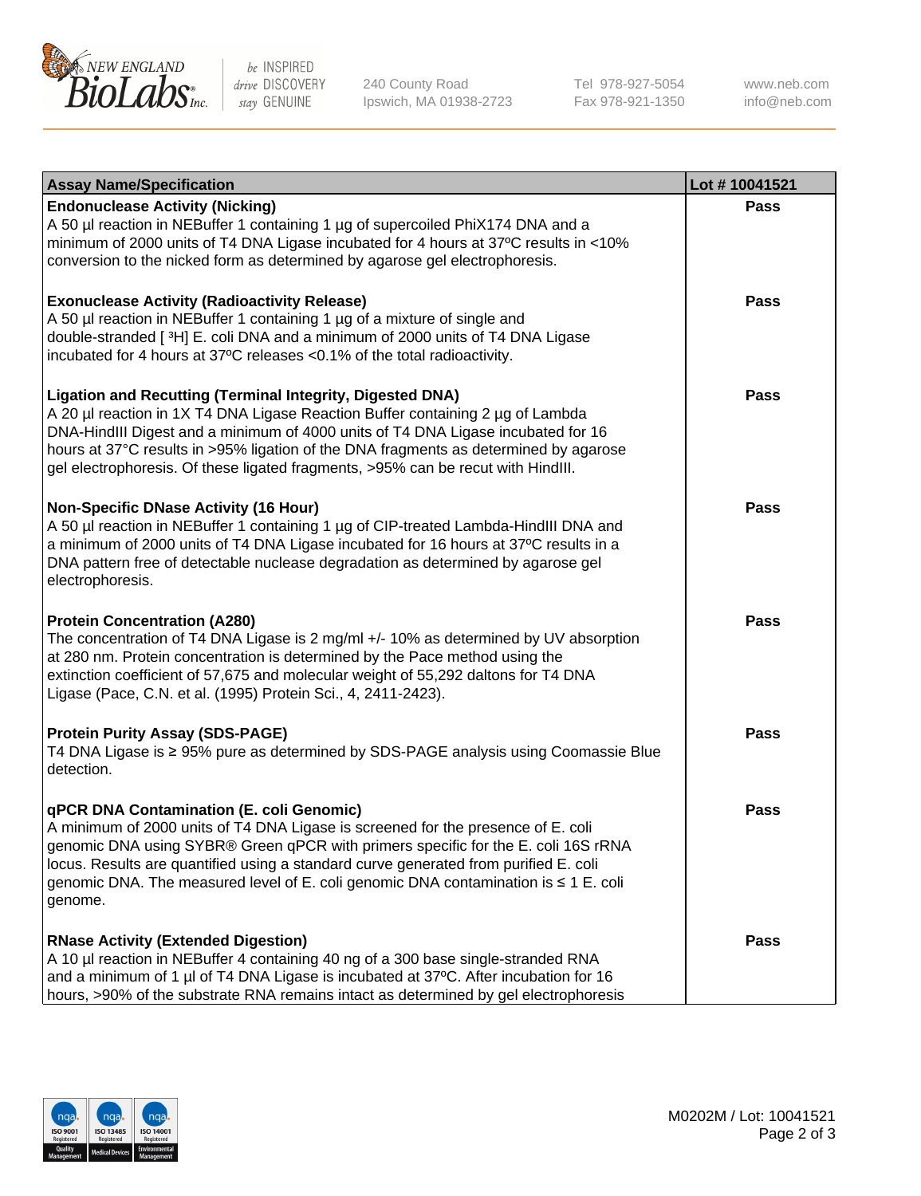| Assay Name/Specification | Lot # 10041521 |
| --- | --- |
| **Endonuclease Activity (Nicking)**<br>A 50 µl reaction in NEBuffer 1 containing 1 µg of supercoiled PhiX174 DNA and a minimum of 2000 units of T4 DNA Ligase incubated for 4 hours at 37ºC results in <10% conversion to the nicked form as determined by agarose gel electrophoresis. | **Pass** |
| **Exonuclease Activity (Radioactivity Release)**<br>A 50 µl reaction in NEBuffer 1 containing 1 µg of a mixture of single and double-stranded [ $^3$H] E. coli DNA and a minimum of 2000 units of T4 DNA Ligase incubated for 4 hours at 37ºC releases <0.1% of the total radioactivity. | **Pass** |
| **Ligation and Recutting (Terminal Integrity, Digested DNA)**<br>A 20 µl reaction in 1X T4 DNA Ligase Reaction Buffer containing 2 µg of Lambda DNA-HindIII Digest and a minimum of 4000 units of T4 DNA Ligase incubated for 16 hours at 37°C results in >95% ligation of the DNA fragments as determined by agarose gel electrophoresis. Of these ligated fragments, >95% can be recut with HindIII. | **Pass** |
| **Non-Specific DNase Activity (16 Hour)**<br>A 50 µl reaction in NEBuffer 1 containing 1 µg of CIP-treated Lambda-HindIII DNA and a minimum of 2000 units of T4 DNA Ligase incubated for 16 hours at 37ºC results in a DNA pattern free of detectable nuclease degradation as determined by agarose gel electrophoresis. | **Pass** |
| **Protein Concentration (A280)**<br>The concentration of T4 DNA Ligase is 2 mg/ml +/- 10% as determined by UV absorption at 280 nm. Protein concentration is determined by the Pace method using the extinction coefficient of 57,675 and molecular weight of 55,292 daltons for T4 DNA Ligase (Pace, C.N. et al. (1995) Protein Sci., 4, 2411-2423). | **Pass** |
| **Protein Purity Assay (SDS-PAGE)**<br>T4 DNA Ligase is ≥ 95% pure as determined by SDS-PAGE analysis using Coomassie Blue detection. | **Pass** |
| **qPCR DNA Contamination (E. coli Genomic)**<br>A minimum of 2000 units of T4 DNA Ligase is screened for the presence of E. coli genomic DNA using SYBR® Green qPCR with primers specific for the E. coli 16S rRNA locus. Results are quantified using a standard curve generated from purified E. coli genomic DNA. The measured level of E. coli genomic DNA contamination is ≤ 1 E. coli genome. | **Pass** |
| **RNase Activity (Extended Digestion)**<br>A 10 µl reaction in NEBuffer 4 containing 40 ng of a 300 base single-stranded RNA and a minimum of 1 µl of T4 DNA Ligase is incubated at 37ºC. After incubation for 16 hours, >90% of the substrate RNA remains intact as determined by gel electrophoresis | **Pass** |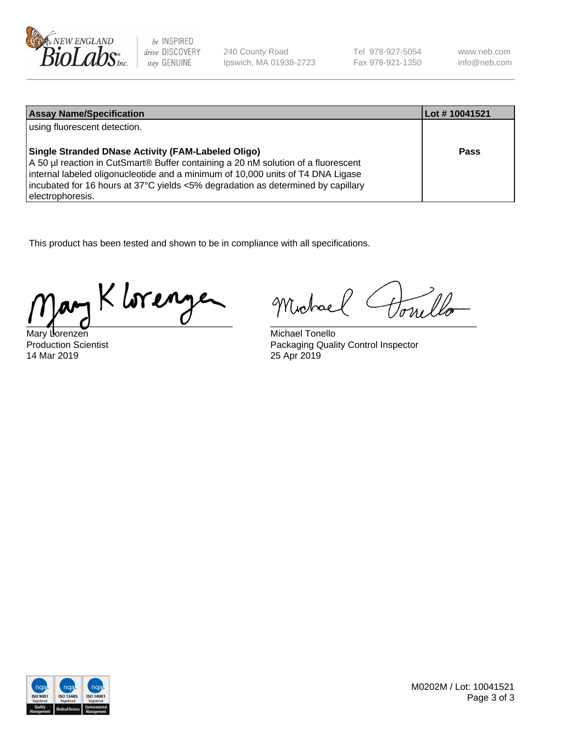New England BioLabs Inc. — be INSPIRED drive DISCOVERY stay GENUINE

240 County Road
Ipswich, MA 01938-2723

Tel 978-927-5054
Fax 978-921-1350

www.neb.com
info@neb.com

| Assay Name/Specification | Lot # 10041521 |
| --- | --- |
| using fluorescent detection. | |
| **Single Stranded DNase Activity (FAM-Labeled Oligo)**<br>A 50 µl reaction in CutSmart® Buffer containing a 20 nM solution of a fluorescent internal labeled oligonucleotide and a minimum of 10,000 units of T4 DNA Ligase incubated for 16 hours at 37°C yields <5% degradation as determined by capillary electrophoresis. | **Pass** |

This product has been tested and shown to be in compliance with all specifications.

Mary Lorenzen
Production Scientist
14 Mar 2019

Michael Tonello
Packaging Quality Control Inspector
25 Apr 2019

ISO 9001 Registered Quality Management | ISO 13485 Registered Medical Devices | ISO 14001 Registered Environmental Management

M0202M / Lot: 10041521